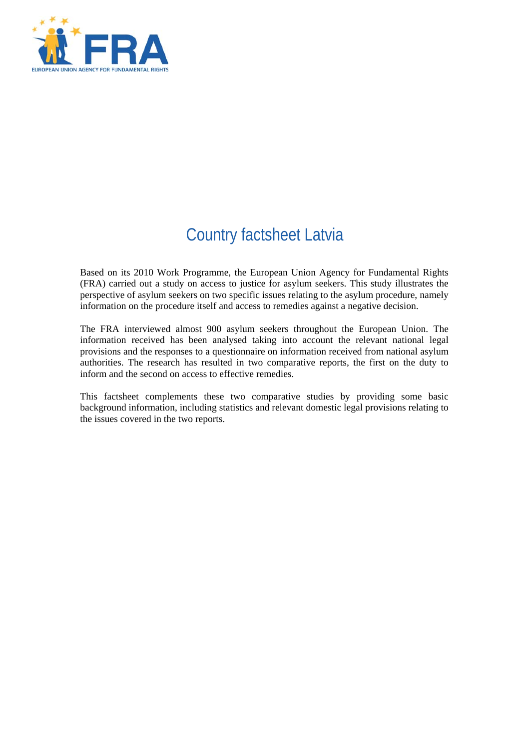# Country factsheet Latvia

Based on its 2010 Work Programme, the European Union Agency for Fundamental Rights (FRA) carried out a study on access to justice for asylum seekers. This study illustrates the perspective of asylum seekers on two specific issues relating to the asylum procedure, namely information on the procedure itself and access to remedies against a negative decision.

The FRA interviewed almost 900 asylum seekers throughout the European Union. The information received has been analysed taking into account the relevant national legal provisions and the responses to a questionnaire on information received from national asylum authorities. The research has resulted in two comparative reports, the first on the duty to inform and the second on access to effective remedies.

This factsheet complements these two comparative studies by providing some basic background information, including statistics and relevant domestic legal provisions relating to the issues covered in the two reports.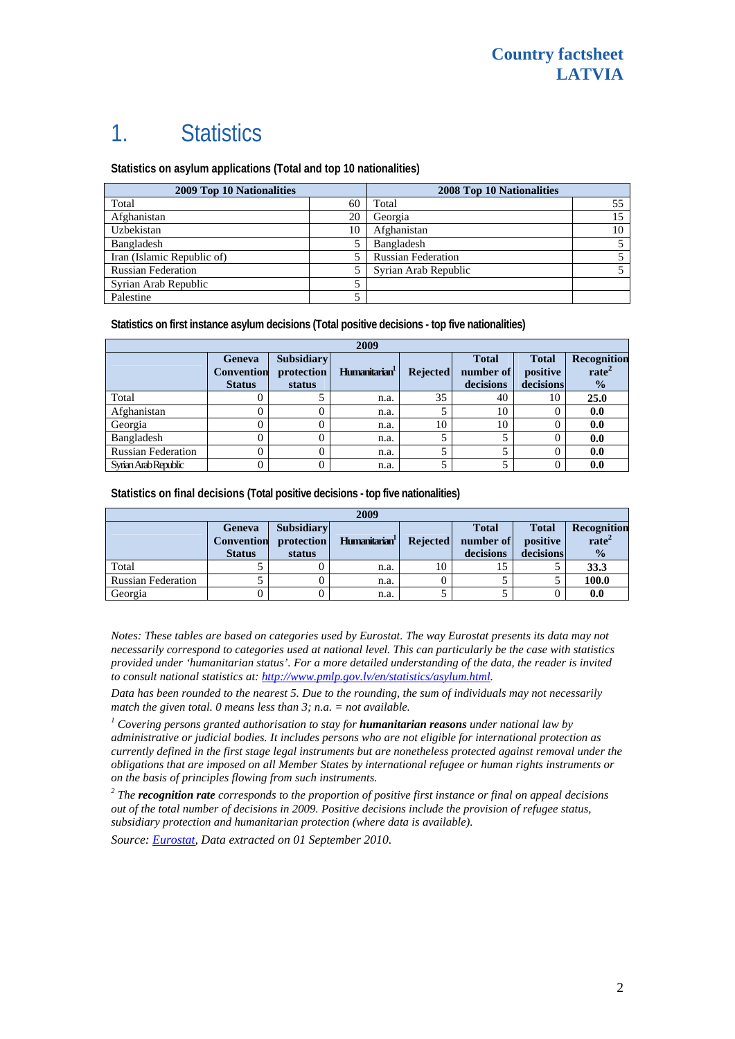# 1. Statistics

**Statistics on asylum applications (Total and top 10 nationalities)**

| 2009 Top 10 Nationalities | | 2008 Top 10 Nationalities | |
|---|---|---|---|
| Total | 60 | Total | 55 |
| Afghanistan | 20 | Georgia | 15 |
| Uzbekistan | 10 | Afghanistan | 10 |
| Bangladesh | 5 | Bangladesh | 5 |
| Iran (Islamic Republic of) | 5 | Russian Federation | 5 |
| Russian Federation | 5 | Syrian Arab Republic | 5 |
| Syrian Arab Republic | 5 | | |
| Palestine | 5 | | |

**Statistics on first instance asylum decisions (Total positive decisions - top five nationalities)**

| 2009 | | | | | | | |
|---|---|---|---|---|---|---|---|
| | Geneva Convention Status | Subsidiary protection status | Humanitarian[1] | Rejected | Total number of decisions | Total positive decisions | Recognition rate[2] % |
| Total | 0 | 5 | n.a. | 35 | 40 | 10 | **25.0** |
| Afghanistan | 0 | 0 | n.a. | 5 | 10 | 0 | **0.0** |
| Georgia | 0 | 0 | n.a. | 10 | 10 | 0 | **0.0** |
| Bangladesh | 0 | 0 | n.a. | 5 | 5 | 0 | **0.0** |
| Russian Federation | 0 | 0 | n.a. | 5 | 5 | 0 | **0.0** |
| Syrian Arab Republic | 0 | 0 | n.a. | 5 | 5 | 0 | **0.0** |

**Statistics on final decisions (Total positive decisions - top five nationalities)**

| 2009 | | | | | | | |
|---|---|---|---|---|---|---|---|
| | Geneva Convention Status | Subsidiary protection status | Humanitarian[1] | Rejected | Total number of decisions | Total positive decisions | Recognition rate[2] % |
| Total | 5 | 0 | n.a. | 10 | 15 | 5 | **33.3** |
| Russian Federation | 5 | 0 | n.a. | 0 | 5 | 5 | **100.0** |
| Georgia | 0 | 0 | n.a. | 5 | 5 | 0 | **0.0** |

*Notes: These tables are based on categories used by Eurostat. The way Eurostat presents its data may not necessarily correspond to categories used at national level. This can particularly be the case with statistics provided under 'humanitarian status'. For a more detailed understanding of the data, the reader is invited to consult national statistics at: [http://www.pmlp.gov.lv/en/statistics/asylum.html](http://www.pmlp.gov.lv/en/statistics/asylum.html).*

*Data has been rounded to the nearest 5. Due to the rounding, the sum of individuals may not necessarily match the given total. 0 means less than 3; n.a. = not available.*

*[1] Covering persons granted authorisation to stay for **humanitarian reasons** under national law by administrative or judicial bodies. It includes persons who are not eligible for international protection as currently defined in the first stage legal instruments but are nonetheless protected against removal under the obligations that are imposed on all Member States by international refugee or human rights instruments or on the basis of principles flowing from such instruments.*

*[2] The **recognition rate** corresponds to the proportion of positive first instance or final on appeal decisions out of the total number of decisions in 2009. Positive decisions include the provision of refugee status, subsidiary protection and humanitarian protection (where data is available).*

*Source: Eurostat, Data extracted on 01 September 2010.*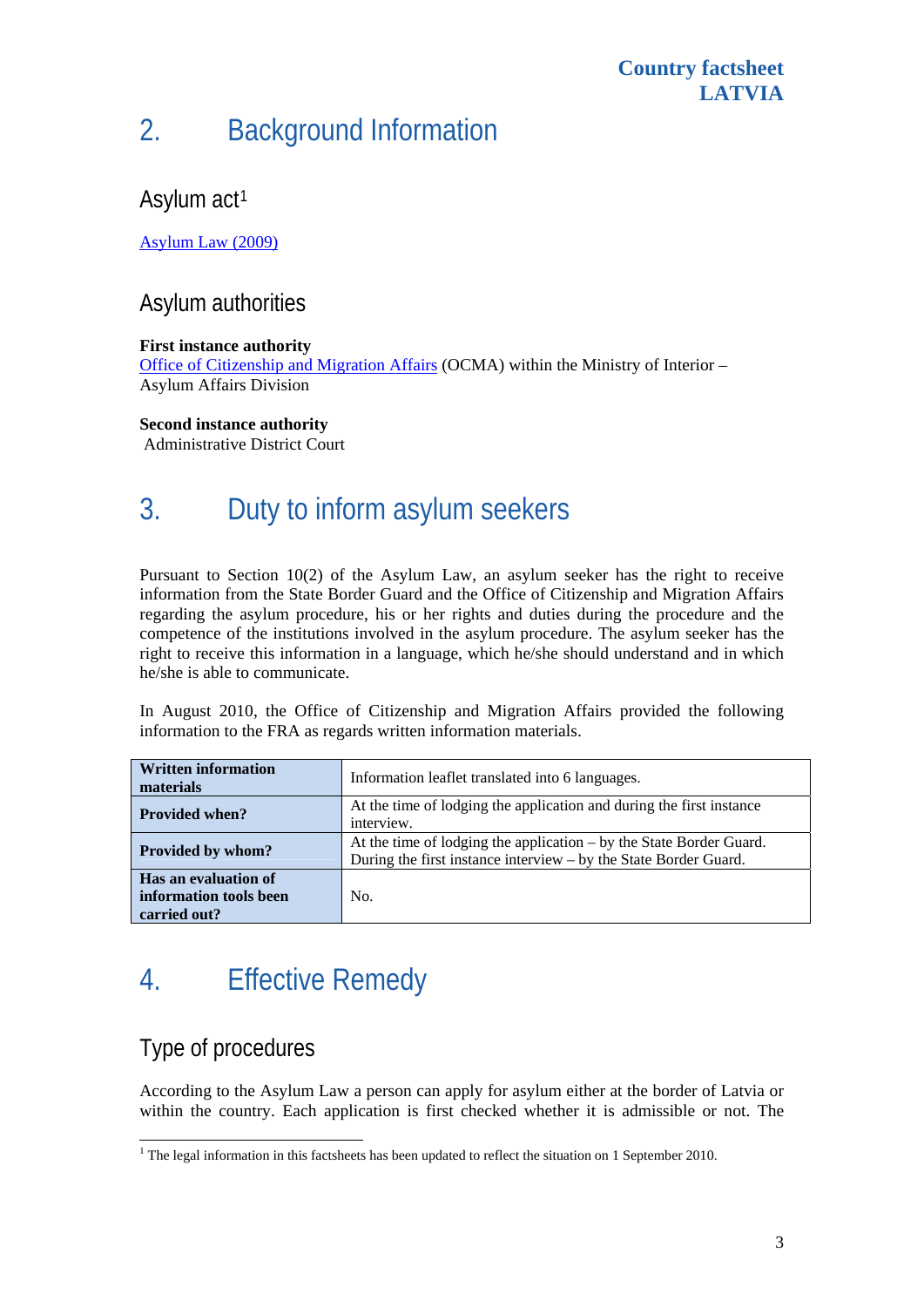## 2. Background Information

### Asylum act[1]

Asylum Law (2009)

### Asylum authorities

**First instance authority**
Office of Citizenship and Migration Affairs (OCMA) within the Ministry of Interior – Asylum Affairs Division

**Second instance authority**
Administrative District Court

## 3. Duty to inform asylum seekers

Pursuant to Section 10(2) of the Asylum Law, an asylum seeker has the right to receive information from the State Border Guard and the Office of Citizenship and Migration Affairs regarding the asylum procedure, his or her rights and duties during the procedure and the competence of the institutions involved in the asylum procedure. The asylum seeker has the right to receive this information in a language, which he/she should understand and in which he/she is able to communicate.

In August 2010, the Office of Citizenship and Migration Affairs provided the following information to the FRA as regards written information materials.

| | |
|---|---|
| **Written information materials** | Information leaflet translated into 6 languages. |
| **Provided when?** | At the time of lodging the application and during the first instance interview. |
| **Provided by whom?** | At the time of lodging the application – by the State Border Guard. During the first instance interview – by the State Border Guard. |
| **Has an evaluation of information tools been carried out?** | No. |

## 4. Effective Remedy

### Type of procedures

According to the Asylum Law a person can apply for asylum either at the border of Latvia or within the country. Each application is first checked whether it is admissible or not. The

[1] The legal information in this factsheets has been updated to reflect the situation on 1 September 2010.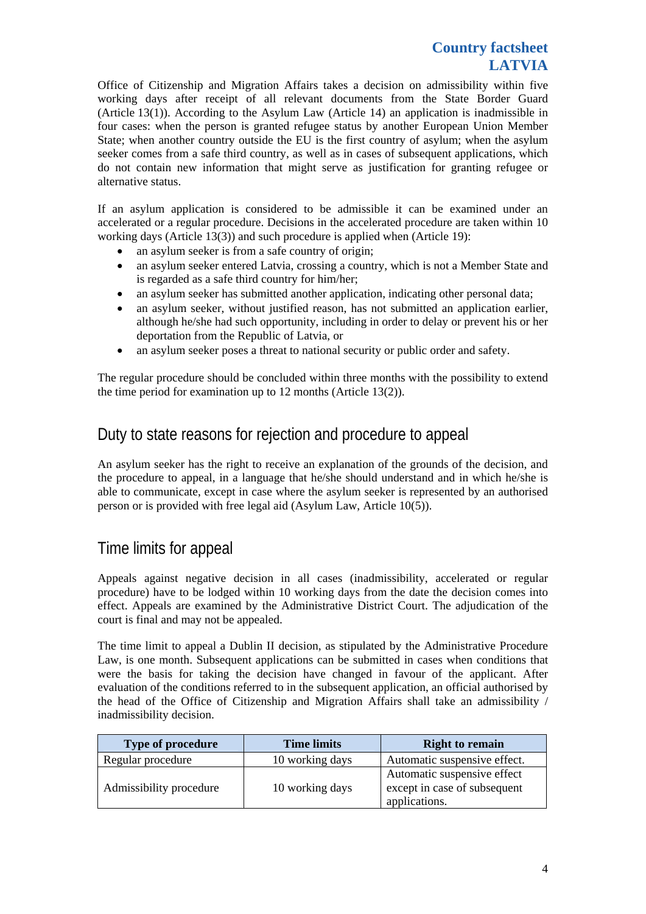Office of Citizenship and Migration Affairs takes a decision on admissibility within five working days after receipt of all relevant documents from the State Border Guard (Article 13(1)). According to the Asylum Law (Article 14) an application is inadmissible in four cases: when the person is granted refugee status by another European Union Member State; when another country outside the EU is the first country of asylum; when the asylum seeker comes from a safe third country, as well as in cases of subsequent applications, which do not contain new information that might serve as justification for granting refugee or alternative status.

If an asylum application is considered to be admissible it can be examined under an accelerated or a regular procedure. Decisions in the accelerated procedure are taken within 10 working days (Article 13(3)) and such procedure is applied when (Article 19):

- an asylum seeker is from a safe country of origin;
- an asylum seeker entered Latvia, crossing a country, which is not a Member State and is regarded as a safe third country for him/her;
- an asylum seeker has submitted another application, indicating other personal data;
- an asylum seeker, without justified reason, has not submitted an application earlier, although he/she had such opportunity, including in order to delay or prevent his or her deportation from the Republic of Latvia, or
- an asylum seeker poses a threat to national security or public order and safety.

The regular procedure should be concluded within three months with the possibility to extend the time period for examination up to 12 months (Article 13(2)).

## Duty to state reasons for rejection and procedure to appeal

An asylum seeker has the right to receive an explanation of the grounds of the decision, and the procedure to appeal, in a language that he/she should understand and in which he/she is able to communicate, except in case where the asylum seeker is represented by an authorised person or is provided with free legal aid (Asylum Law, Article 10(5)).

## Time limits for appeal

Appeals against negative decision in all cases (inadmissibility, accelerated or regular procedure) have to be lodged within 10 working days from the date the decision comes into effect. Appeals are examined by the Administrative District Court. The adjudication of the court is final and may not be appealed.

The time limit to appeal a Dublin II decision, as stipulated by the Administrative Procedure Law, is one month. Subsequent applications can be submitted in cases when conditions that were the basis for taking the decision have changed in favour of the applicant. After evaluation of the conditions referred to in the subsequent application, an official authorised by the head of the Office of Citizenship and Migration Affairs shall take an admissibility / inadmissibility decision.

| Type of procedure | Time limits | Right to remain |
|---|---|---|
| Regular procedure | 10 working days | Automatic suspensive effect. |
| Admissibility procedure | 10 working days | Automatic suspensive effect except in case of subsequent applications. |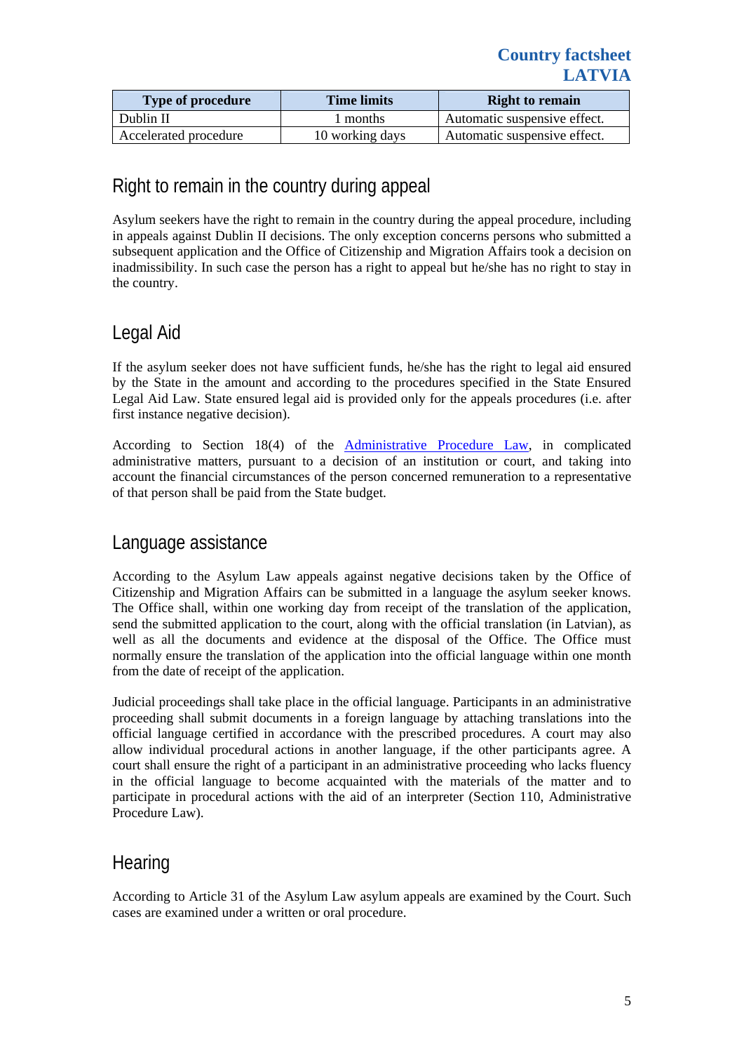| Type of procedure | Time limits | Right to remain |
| --- | --- | --- |
| Dublin II | 1 months | Automatic suspensive effect. |
| Accelerated procedure | 10 working days | Automatic suspensive effect. |

## Right to remain in the country during appeal

Asylum seekers have the right to remain in the country during the appeal procedure, including in appeals against Dublin II decisions. The only exception concerns persons who submitted a subsequent application and the Office of Citizenship and Migration Affairs took a decision on inadmissibility. In such case the person has a right to appeal but he/she has no right to stay in the country.

## Legal Aid

If the asylum seeker does not have sufficient funds, he/she has the right to legal aid ensured by the State in the amount and according to the procedures specified in the State Ensured Legal Aid Law. State ensured legal aid is provided only for the appeals procedures (i.e. after first instance negative decision).

According to Section 18(4) of the Administrative Procedure Law, in complicated administrative matters, pursuant to a decision of an institution or court, and taking into account the financial circumstances of the person concerned remuneration to a representative of that person shall be paid from the State budget.

## Language assistance

According to the Asylum Law appeals against negative decisions taken by the Office of Citizenship and Migration Affairs can be submitted in a language the asylum seeker knows. The Office shall, within one working day from receipt of the translation of the application, send the submitted application to the court, along with the official translation (in Latvian), as well as all the documents and evidence at the disposal of the Office. The Office must normally ensure the translation of the application into the official language within one month from the date of receipt of the application.

Judicial proceedings shall take place in the official language. Participants in an administrative proceeding shall submit documents in a foreign language by attaching translations into the official language certified in accordance with the prescribed procedures. A court may also allow individual procedural actions in another language, if the other participants agree. A court shall ensure the right of a participant in an administrative proceeding who lacks fluency in the official language to become acquainted with the materials of the matter and to participate in procedural actions with the aid of an interpreter (Section 110, Administrative Procedure Law).

## Hearing

According to Article 31 of the Asylum Law asylum appeals are examined by the Court. Such cases are examined under a written or oral procedure.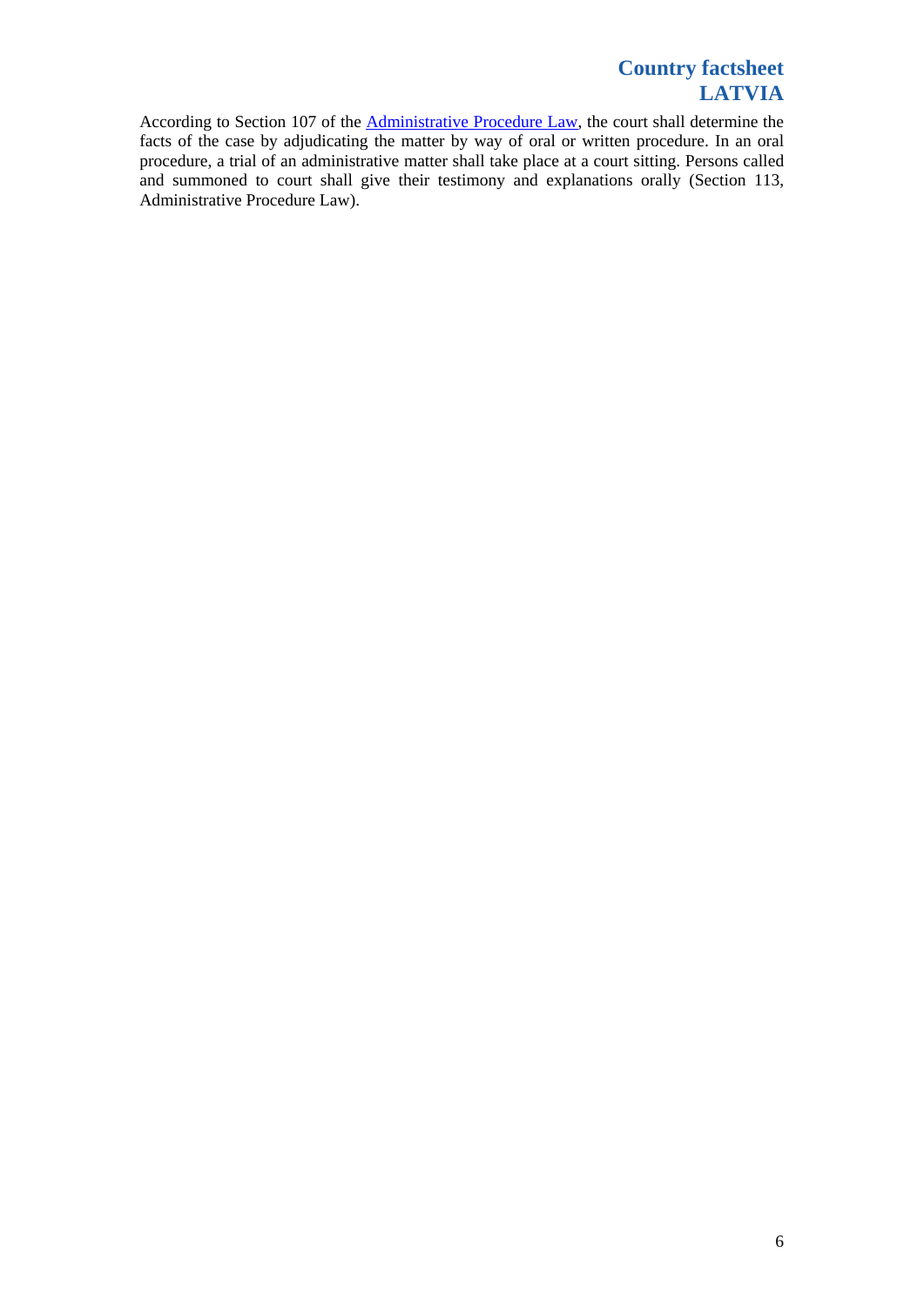According to Section 107 of the Administrative Procedure Law, the court shall determine the facts of the case by adjudicating the matter by way of oral or written procedure. In an oral procedure, a trial of an administrative matter shall take place at a court sitting. Persons called and summoned to court shall give their testimony and explanations orally (Section 113, Administrative Procedure Law).